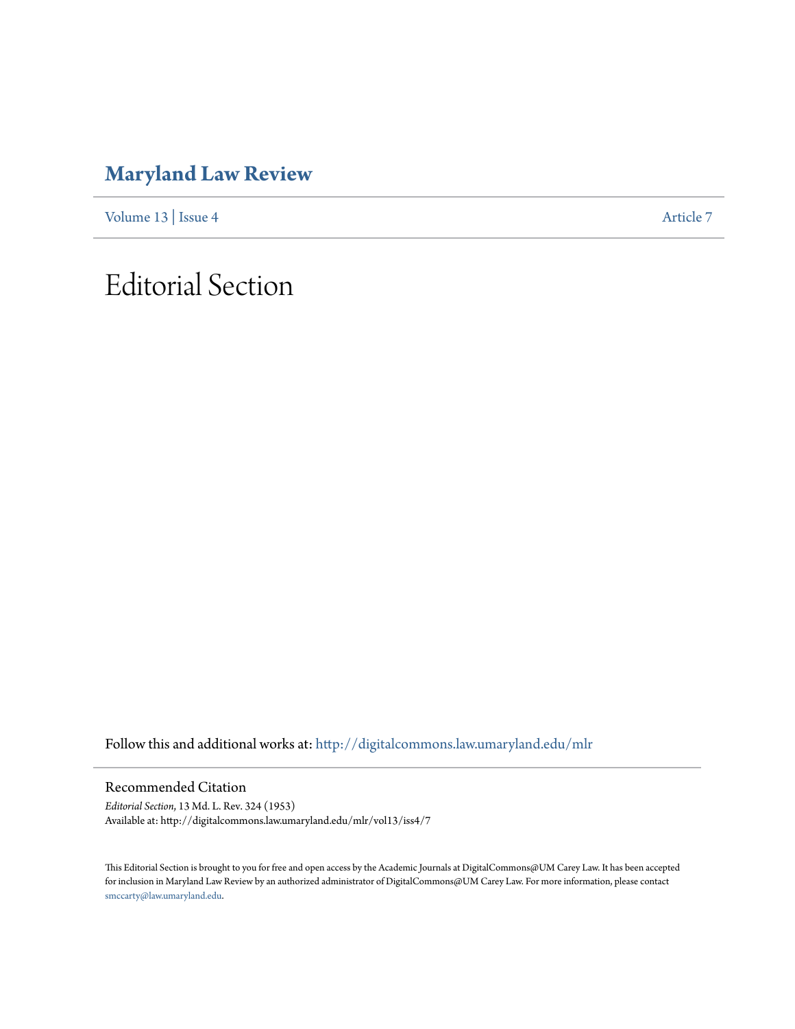# Maryland Law Review

Volume 13 | Issue 4 Article 7

# Editorial Section

Follow this and additional works at: http://digitalcommons.law.umaryland.edu/mlr

## Recommended Citation

*Editorial Section*, 13 Md. L. Rev. 324 (1953)
Available at: http://digitalcommons.law.umaryland.edu/mlr/vol13/iss4/7

This Editorial Section is brought to you for free and open access by the Academic Journals at DigitalCommons@UM Carey Law. It has been accepted for inclusion in Maryland Law Review by an authorized administrator of DigitalCommons@UM Carey Law. For more information, please contact smccarty@law.umaryland.edu.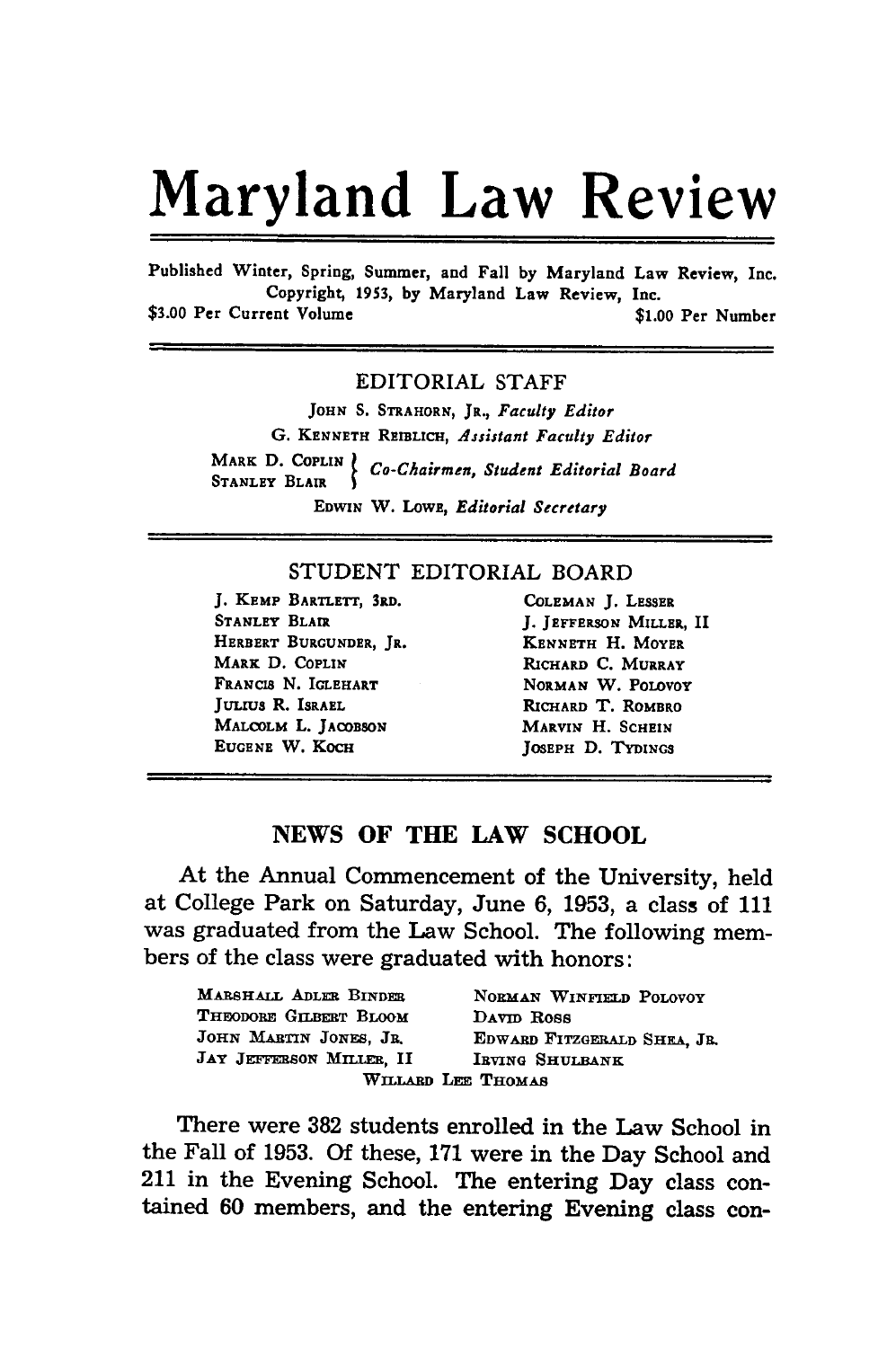# Maryland Law Review

Published Winter, Spring, Summer, and Fall by Maryland Law Review, Inc.
Copyright, 1953, by Maryland Law Review, Inc.
$3.00 Per Current Volume $1.00 Per Number

---

## EDITORIAL STAFF

JOHN S. STRAHORN, JR., *Faculty Editor*

G. KENNETH REIBLICH, *Assistant Faculty Editor*

MARK D. COPLIN, STANLEY BLAIR — *Co-Chairmen, Student Editorial Board*

EDWIN W. LOWE, *Editorial Secretary*

---

## STUDENT EDITORIAL BOARD

J. KEMP BARTLETT, 3RD.
STANLEY BLAIR
HERBERT BURGUNDER, JR.
MARK D. COPLIN
FRANCIS N. IGLEHART
JULIUS R. ISRAEL
MALCOLM L. JACOBSON
EUGENE W. KOCH
COLEMAN J. LESSER
J. JEFFERSON MILLER, II
KENNETH H. MOYER
RICHARD C. MURRAY
NORMAN W. POLOVOY
RICHARD T. ROMBRO
MARVIN H. SCHEIN
JOSEPH D. TYDINGS

---

## NEWS OF THE LAW SCHOOL

At the Annual Commencement of the University, held at College Park on Saturday, June 6, 1953, a class of 111 was graduated from the Law School. The following members of the class were graduated with honors:

MARSHALL ADLER BINDER
THEODORE GILBERT BLOOM
JOHN MARTIN JONES, JR.
JAY JEFFERSON MILLER, II
NORMAN WINFIELD POLOVOY
DAVID ROSS
EDWARD FITZGERALD SHEA, JR.
IRVING SHULBANK
WILLARD LEE THOMAS

There were 382 students enrolled in the Law School in the Fall of 1953. Of these, 171 were in the Day School and 211 in the Evening School. The entering Day class contained 60 members, and the entering Evening class con-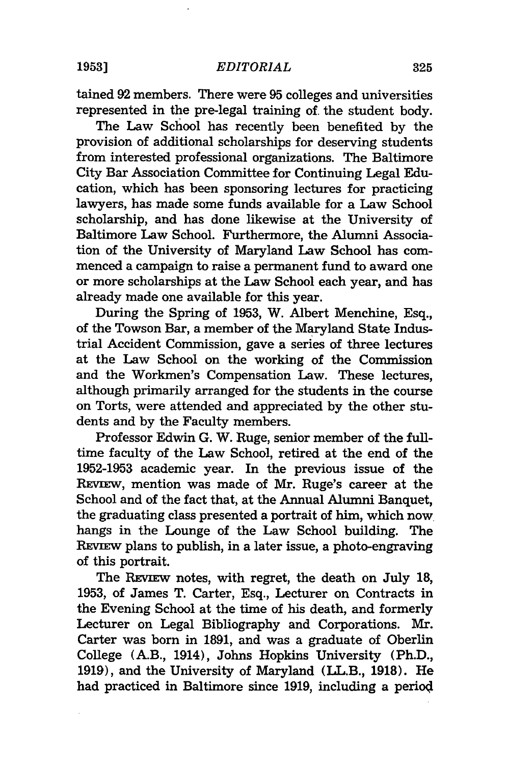tained 92 members. There were 95 colleges and universities represented in the pre-legal training of the student body.

The Law School has recently been benefited by the provision of additional scholarships for deserving students from interested professional organizations. The Baltimore City Bar Association Committee for Continuing Legal Education, which has been sponsoring lectures for practicing lawyers, has made some funds available for a Law School scholarship, and has done likewise at the University of Baltimore Law School. Furthermore, the Alumni Association of the University of Maryland Law School has commenced a campaign to raise a permanent fund to award one or more scholarships at the Law School each year, and has already made one available for this year.

During the Spring of 1953, W. Albert Menchine, Esq., of the Towson Bar, a member of the Maryland State Industrial Accident Commission, gave a series of three lectures at the Law School on the working of the Commission and the Workmen's Compensation Law. These lectures, although primarily arranged for the students in the course on Torts, were attended and appreciated by the other students and by the Faculty members.

Professor Edwin G. W. Ruge, senior member of the full-time faculty of the Law School, retired at the end of the 1952-1953 academic year. In the previous issue of the REVIEW, mention was made of Mr. Ruge's career at the School and of the fact that, at the Annual Alumni Banquet, the graduating class presented a portrait of him, which now hangs in the Lounge of the Law School building. The REVIEW plans to publish, in a later issue, a photo-engraving of this portrait.

The REVIEW notes, with regret, the death on July 18, 1953, of James T. Carter, Esq., Lecturer on Contracts in the Evening School at the time of his death, and formerly Lecturer on Legal Bibliography and Corporations. Mr. Carter was born in 1891, and was a graduate of Oberlin College (A.B., 1914), Johns Hopkins University (Ph.D., 1919), and the University of Maryland (LL.B., 1918). He had practiced in Baltimore since 1919, including a period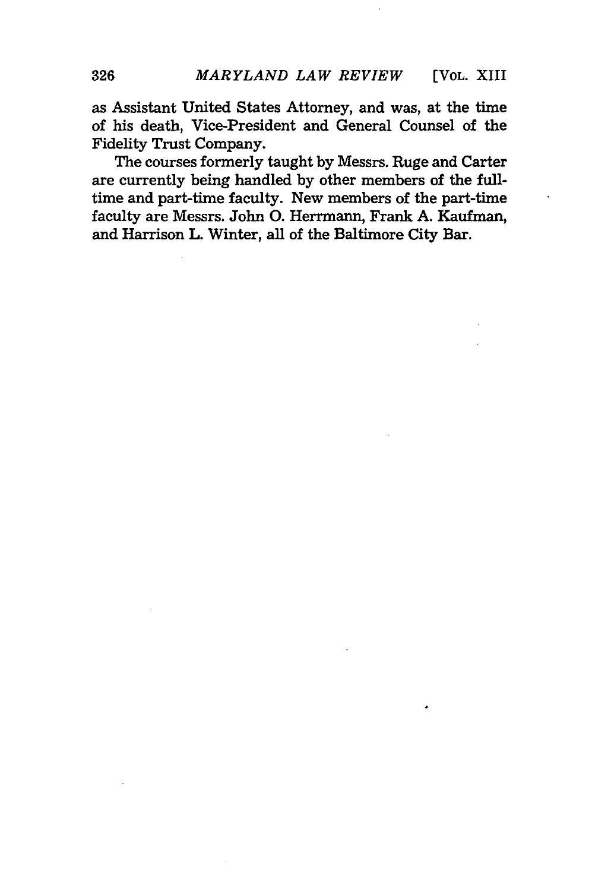as Assistant United States Attorney, and was, at the time of his death, Vice-President and General Counsel of the Fidelity Trust Company.

The courses formerly taught by Messrs. Ruge and Carter are currently being handled by other members of the full-time and part-time faculty. New members of the part-time faculty are Messrs. John O. Herrmann, Frank A. Kaufman, and Harrison L. Winter, all of the Baltimore City Bar.